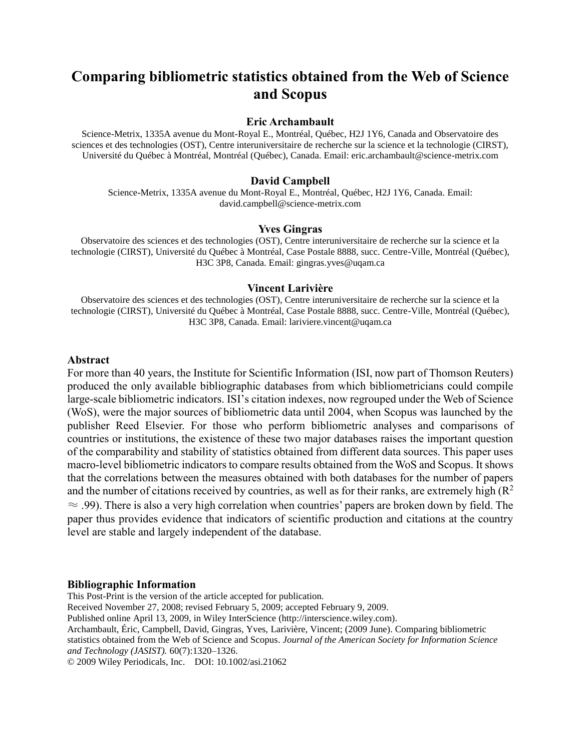# Comparing bibliometric statistics obtained from the Web of Science and Scopus

**Eric Archambault**

Science-Metrix, 1335A avenue du Mont-Royal E., Montréal, Québec, H2J 1Y6, Canada and Observatoire des sciences et des technologies (OST), Centre interuniversitaire de recherche sur la science et la technologie (CIRST), Université du Québec à Montréal, Montréal (Québec), Canada. Email: eric.archambault@science-metrix.com

**David Campbell**

Science-Metrix, 1335A avenue du Mont-Royal E., Montréal, Québec, H2J 1Y6, Canada. Email: david.campbell@science-metrix.com

**Yves Gingras**

Observatoire des sciences et des technologies (OST), Centre interuniversitaire de recherche sur la science et la technologie (CIRST), Université du Québec à Montréal, Case Postale 8888, succ. Centre-Ville, Montréal (Québec), H3C 3P8, Canada. Email: gingras.yves@uqam.ca

**Vincent Larivière**

Observatoire des sciences et des technologies (OST), Centre interuniversitaire de recherche sur la science et la technologie (CIRST), Université du Québec à Montréal, Case Postale 8888, succ. Centre-Ville, Montréal (Québec), H3C 3P8, Canada. Email: lariviere.vincent@uqam.ca

## Abstract

For more than 40 years, the Institute for Scientific Information (ISI, now part of Thomson Reuters) produced the only available bibliographic databases from which bibliometricians could compile large-scale bibliometric indicators. ISI's citation indexes, now regrouped under the Web of Science (WoS), were the major sources of bibliometric data until 2004, when Scopus was launched by the publisher Reed Elsevier. For those who perform bibliometric analyses and comparisons of countries or institutions, the existence of these two major databases raises the important question of the comparability and stability of statistics obtained from different data sources. This paper uses macro-level bibliometric indicators to compare results obtained from the WoS and Scopus. It shows that the correlations between the measures obtained with both databases for the number of papers and the number of citations received by countries, as well as for their ranks, are extremely high ($R^2 \approx .99$). There is also a very high correlation when countries' papers are broken down by field. The paper thus provides evidence that indicators of scientific production and citations at the country level are stable and largely independent of the database.

## Bibliographic Information

This Post-Print is the version of the article accepted for publication.
Received November 27, 2008; revised February 5, 2009; accepted February 9, 2009.
Published online April 13, 2009, in Wiley InterScience (http://interscience.wiley.com).
Archambault, Éric, Campbell, David, Gingras, Yves, Larivière, Vincent; (2009 June). Comparing bibliometric statistics obtained from the Web of Science and Scopus. *Journal of the American Society for Information Science and Technology (JASIST).* 60(7):1320–1326.
© 2009 Wiley Periodicals, Inc. DOI: 10.1002/asi.21062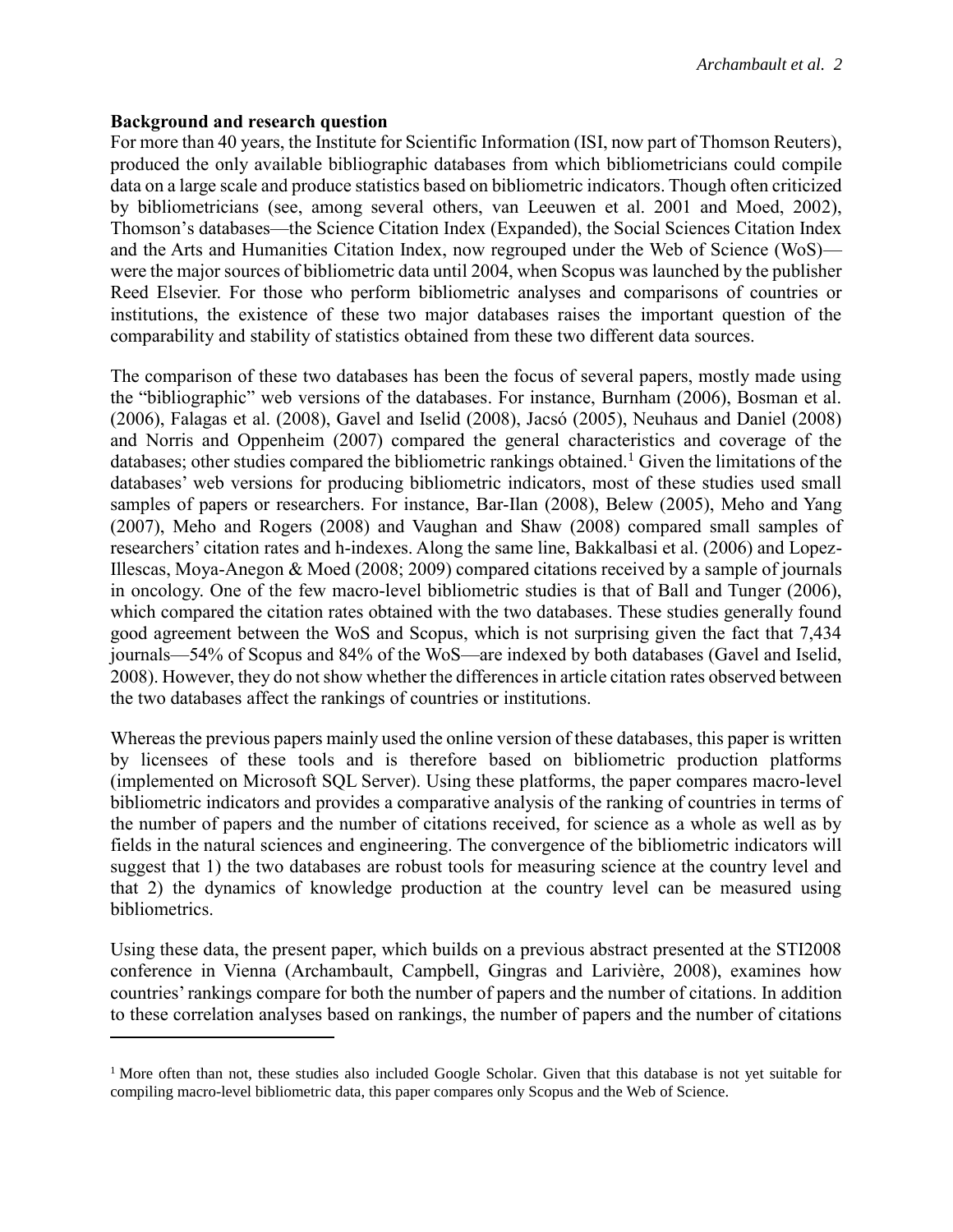**Background and research question**

For more than 40 years, the Institute for Scientific Information (ISI, now part of Thomson Reuters), produced the only available bibliographic databases from which bibliometricians could compile data on a large scale and produce statistics based on bibliometric indicators. Though often criticized by bibliometricians (see, among several others, van Leeuwen et al. 2001 and Moed, 2002), Thomson's databases—the Science Citation Index (Expanded), the Social Sciences Citation Index and the Arts and Humanities Citation Index, now regrouped under the Web of Science (WoS)—were the major sources of bibliometric data until 2004, when Scopus was launched by the publisher Reed Elsevier. For those who perform bibliometric analyses and comparisons of countries or institutions, the existence of these two major databases raises the important question of the comparability and stability of statistics obtained from these two different data sources.

The comparison of these two databases has been the focus of several papers, mostly made using the "bibliographic" web versions of the databases. For instance, Burnham (2006), Bosman et al. (2006), Falagas et al. (2008), Gavel and Iselid (2008), Jacsó (2005), Neuhaus and Daniel (2008) and Norris and Oppenheim (2007) compared the general characteristics and coverage of the databases; other studies compared the bibliometric rankings obtained.[1] Given the limitations of the databases' web versions for producing bibliometric indicators, most of these studies used small samples of papers or researchers. For instance, Bar-Ilan (2008), Belew (2005), Meho and Yang (2007), Meho and Rogers (2008) and Vaughan and Shaw (2008) compared small samples of researchers' citation rates and h-indexes. Along the same line, Bakkalbasi et al. (2006) and Lopez-Illescas, Moya-Anegon & Moed (2008; 2009) compared citations received by a sample of journals in oncology. One of the few macro-level bibliometric studies is that of Ball and Tunger (2006), which compared the citation rates obtained with the two databases. These studies generally found good agreement between the WoS and Scopus, which is not surprising given the fact that 7,434 journals—54% of Scopus and 84% of the WoS—are indexed by both databases (Gavel and Iselid, 2008). However, they do not show whether the differences in article citation rates observed between the two databases affect the rankings of countries or institutions.

Whereas the previous papers mainly used the online version of these databases, this paper is written by licensees of these tools and is therefore based on bibliometric production platforms (implemented on Microsoft SQL Server). Using these platforms, the paper compares macro-level bibliometric indicators and provides a comparative analysis of the ranking of countries in terms of the number of papers and the number of citations received, for science as a whole as well as by fields in the natural sciences and engineering. The convergence of the bibliometric indicators will suggest that 1) the two databases are robust tools for measuring science at the country level and that 2) the dynamics of knowledge production at the country level can be measured using bibliometrics.

Using these data, the present paper, which builds on a previous abstract presented at the STI2008 conference in Vienna (Archambault, Campbell, Gingras and Larivière, 2008), examines how countries' rankings compare for both the number of papers and the number of citations. In addition to these correlation analyses based on rankings, the number of papers and the number of citations

---

[1] More often than not, these studies also included Google Scholar. Given that this database is not yet suitable for compiling macro-level bibliometric data, this paper compares only Scopus and the Web of Science.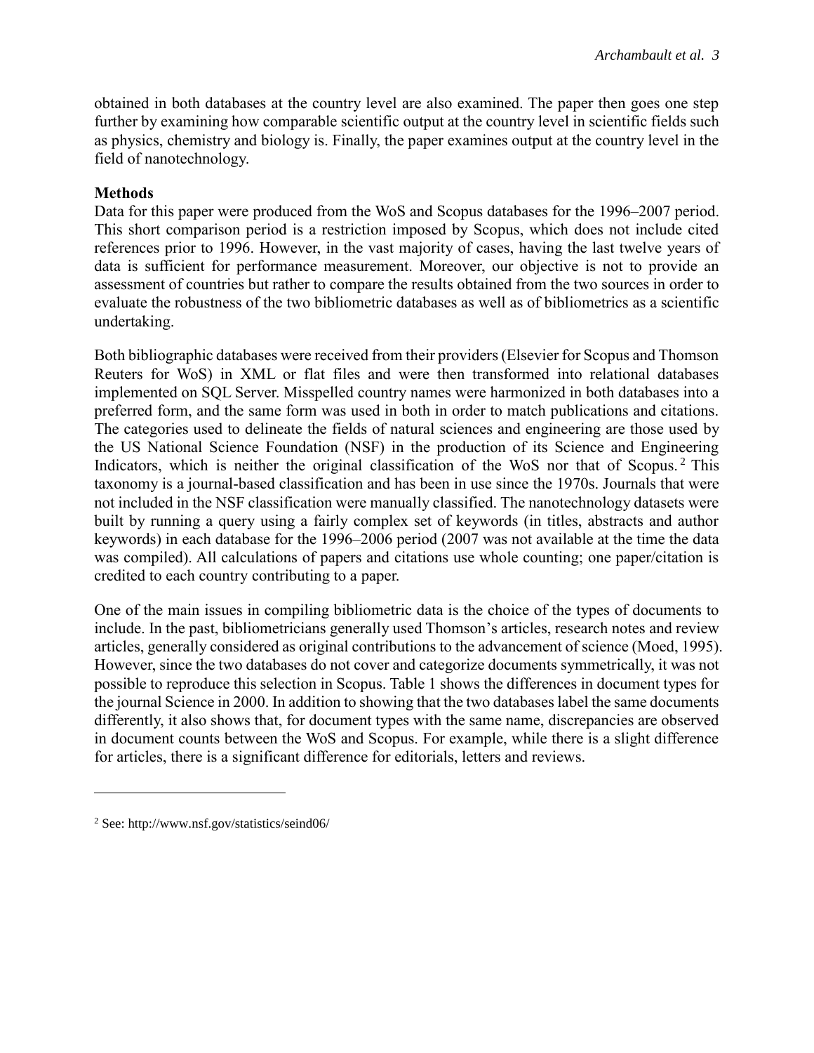obtained in both databases at the country level are also examined. The paper then goes one step further by examining how comparable scientific output at the country level in scientific fields such as physics, chemistry and biology is. Finally, the paper examines output at the country level in the field of nanotechnology.

**Methods**

Data for this paper were produced from the WoS and Scopus databases for the 1996–2007 period. This short comparison period is a restriction imposed by Scopus, which does not include cited references prior to 1996. However, in the vast majority of cases, having the last twelve years of data is sufficient for performance measurement. Moreover, our objective is not to provide an assessment of countries but rather to compare the results obtained from the two sources in order to evaluate the robustness of the two bibliometric databases as well as of bibliometrics as a scientific undertaking.

Both bibliographic databases were received from their providers (Elsevier for Scopus and Thomson Reuters for WoS) in XML or flat files and were then transformed into relational databases implemented on SQL Server. Misspelled country names were harmonized in both databases into a preferred form, and the same form was used in both in order to match publications and citations. The categories used to delineate the fields of natural sciences and engineering are those used by the US National Science Foundation (NSF) in the production of its Science and Engineering Indicators, which is neither the original classification of the WoS nor that of Scopus.[2] This taxonomy is a journal-based classification and has been in use since the 1970s. Journals that were not included in the NSF classification were manually classified. The nanotechnology datasets were built by running a query using a fairly complex set of keywords (in titles, abstracts and author keywords) in each database for the 1996–2006 period (2007 was not available at the time the data was compiled). All calculations of papers and citations use whole counting; one paper/citation is credited to each country contributing to a paper.

One of the main issues in compiling bibliometric data is the choice of the types of documents to include. In the past, bibliometricians generally used Thomson's articles, research notes and review articles, generally considered as original contributions to the advancement of science (Moed, 1995). However, since the two databases do not cover and categorize documents symmetrically, it was not possible to reproduce this selection in Scopus. Table 1 shows the differences in document types for the journal Science in 2000. In addition to showing that the two databases label the same documents differently, it also shows that, for document types with the same name, discrepancies are observed in document counts between the WoS and Scopus. For example, while there is a slight difference for articles, there is a significant difference for editorials, letters and reviews.

---

[2] See: http://www.nsf.gov/statistics/seind06/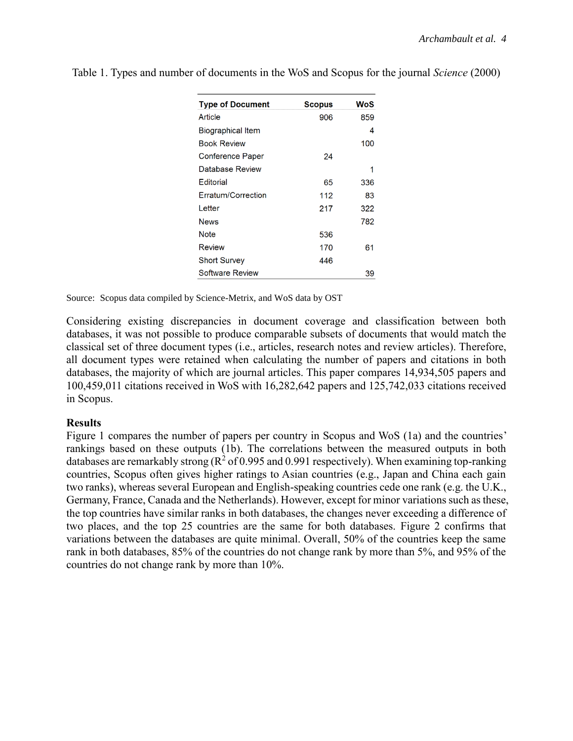Table 1. Types and number of documents in the WoS and Scopus for the journal *Science* (2000)

| Type of Document | Scopus | WoS |
|---|---|---|
| Article | 906 | 859 |
| Biographical Item | | 4 |
| Book Review | | 100 |
| Conference Paper | 24 | |
| Database Review | | 1 |
| Editorial | 65 | 336 |
| Erratum/Correction | 112 | 83 |
| Letter | 217 | 322 |
| News | | 782 |
| Note | 536 | |
| Review | 170 | 61 |
| Short Survey | 446 | |
| Software Review | | 39 |

Source: Scopus data compiled by Science-Metrix, and WoS data by OST

Considering existing discrepancies in document coverage and classification between both databases, it was not possible to produce comparable subsets of documents that would match the classical set of three document types (i.e., articles, research notes and review articles). Therefore, all document types were retained when calculating the number of papers and citations in both databases, the majority of which are journal articles. This paper compares 14,934,505 papers and 100,459,011 citations received in WoS with 16,282,642 papers and 125,742,033 citations received in Scopus.

**Results**

Figure 1 compares the number of papers per country in Scopus and WoS (1a) and the countries' rankings based on these outputs (1b). The correlations between the measured outputs in both databases are remarkably strong ($R^2$ of 0.995 and 0.991 respectively). When examining top-ranking countries, Scopus often gives higher ratings to Asian countries (e.g., Japan and China each gain two ranks), whereas several European and English-speaking countries cede one rank (e.g. the U.K., Germany, France, Canada and the Netherlands). However, except for minor variations such as these, the top countries have similar ranks in both databases, the changes never exceeding a difference of two places, and the top 25 countries are the same for both databases. Figure 2 confirms that variations between the databases are quite minimal. Overall, 50% of the countries keep the same rank in both databases, 85% of the countries do not change rank by more than 5%, and 95% of the countries do not change rank by more than 10%.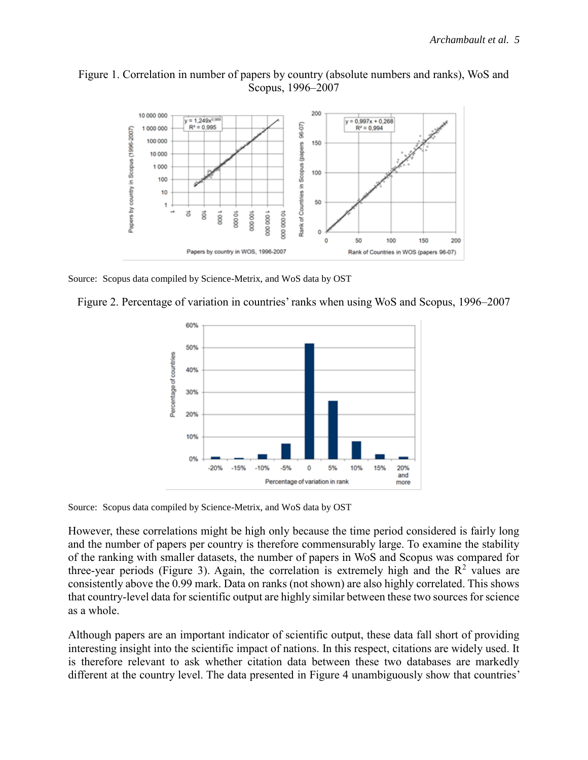Figure 1. Correlation in number of papers by country (absolute numbers and ranks), WoS and Scopus, 1996–2007

Source: Scopus data compiled by Science-Metrix, and WoS data by OST

Figure 2. Percentage of variation in countries' ranks when using WoS and Scopus, 1996–2007

Source: Scopus data compiled by Science-Metrix, and WoS data by OST

However, these correlations might be high only because the time period considered is fairly long and the number of papers per country is therefore commensurably large. To examine the stability of the ranking with smaller datasets, the number of papers in WoS and Scopus was compared for three-year periods (Figure 3). Again, the correlation is extremely high and the $R^2$ values are consistently above the 0.99 mark. Data on ranks (not shown) are also highly correlated. This shows that country-level data for scientific output are highly similar between these two sources for science as a whole.

Although papers are an important indicator of scientific output, these data fall short of providing interesting insight into the scientific impact of nations. In this respect, citations are widely used. It is therefore relevant to ask whether citation data between these two databases are markedly different at the country level. The data presented in Figure 4 unambiguously show that countries'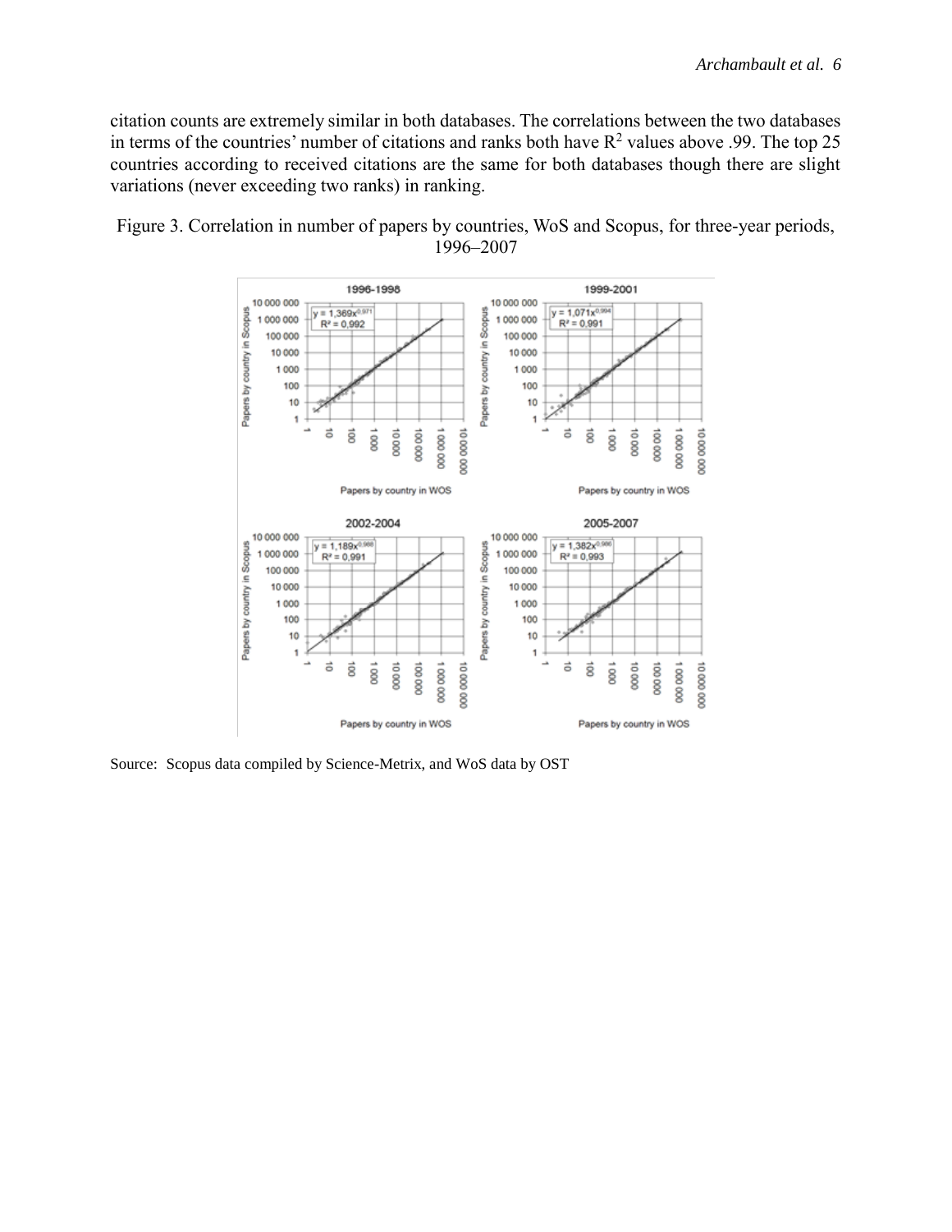citation counts are extremely similar in both databases. The correlations between the two databases in terms of the countries' number of citations and ranks both have $R^2$ values above .99. The top 25 countries according to received citations are the same for both databases though there are slight variations (never exceeding two ranks) in ranking.

Figure 3. Correlation in number of papers by countries, WoS and Scopus, for three-year periods, 1996–2007

Source: Scopus data compiled by Science-Metrix, and WoS data by OST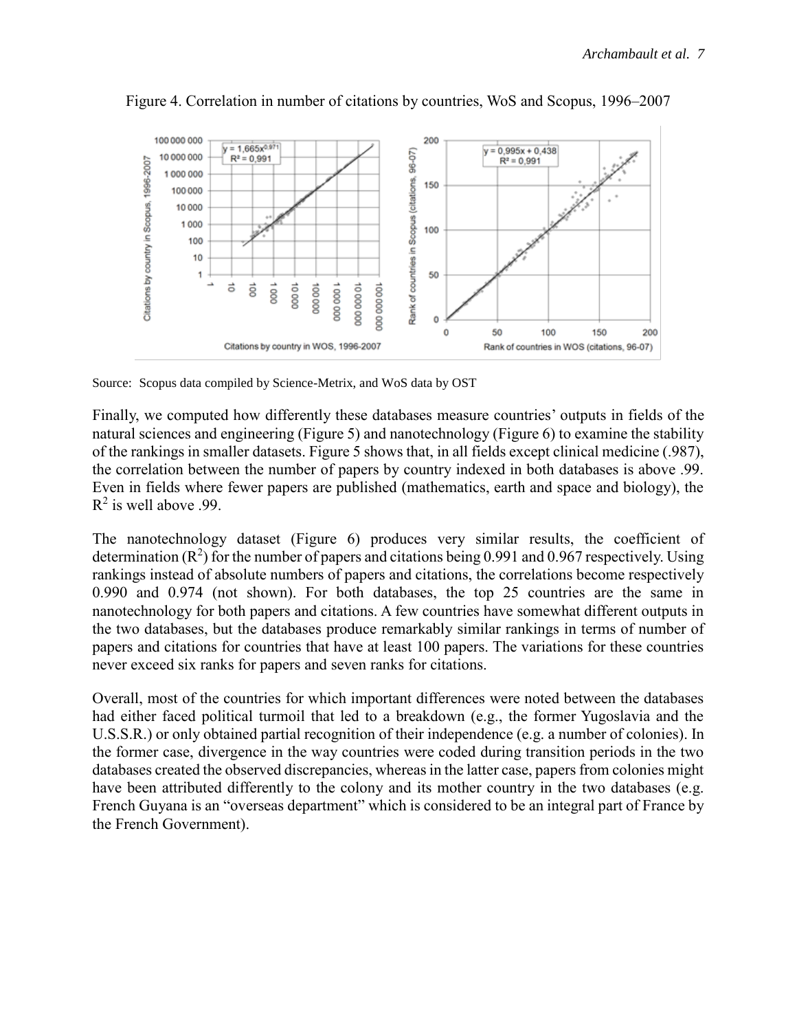Figure 4. Correlation in number of citations by countries, WoS and Scopus, 1996–2007

Source: Scopus data compiled by Science-Metrix, and WoS data by OST

Finally, we computed how differently these databases measure countries' outputs in fields of the natural sciences and engineering (Figure 5) and nanotechnology (Figure 6) to examine the stability of the rankings in smaller datasets. Figure 5 shows that, in all fields except clinical medicine (.987), the correlation between the number of papers by country indexed in both databases is above .99. Even in fields where fewer papers are published (mathematics, earth and space and biology), the $R^2$ is well above .99.

The nanotechnology dataset (Figure 6) produces very similar results, the coefficient of determination ($R^2$) for the number of papers and citations being 0.991 and 0.967 respectively. Using rankings instead of absolute numbers of papers and citations, the correlations become respectively 0.990 and 0.974 (not shown). For both databases, the top 25 countries are the same in nanotechnology for both papers and citations. A few countries have somewhat different outputs in the two databases, but the databases produce remarkably similar rankings in terms of number of papers and citations for countries that have at least 100 papers. The variations for these countries never exceed six ranks for papers and seven ranks for citations.

Overall, most of the countries for which important differences were noted between the databases had either faced political turmoil that led to a breakdown (e.g., the former Yugoslavia and the U.S.S.R.) or only obtained partial recognition of their independence (e.g. a number of colonies). In the former case, divergence in the way countries were coded during transition periods in the two databases created the observed discrepancies, whereas in the latter case, papers from colonies might have been attributed differently to the colony and its mother country in the two databases (e.g. French Guyana is an "overseas department" which is considered to be an integral part of France by the French Government).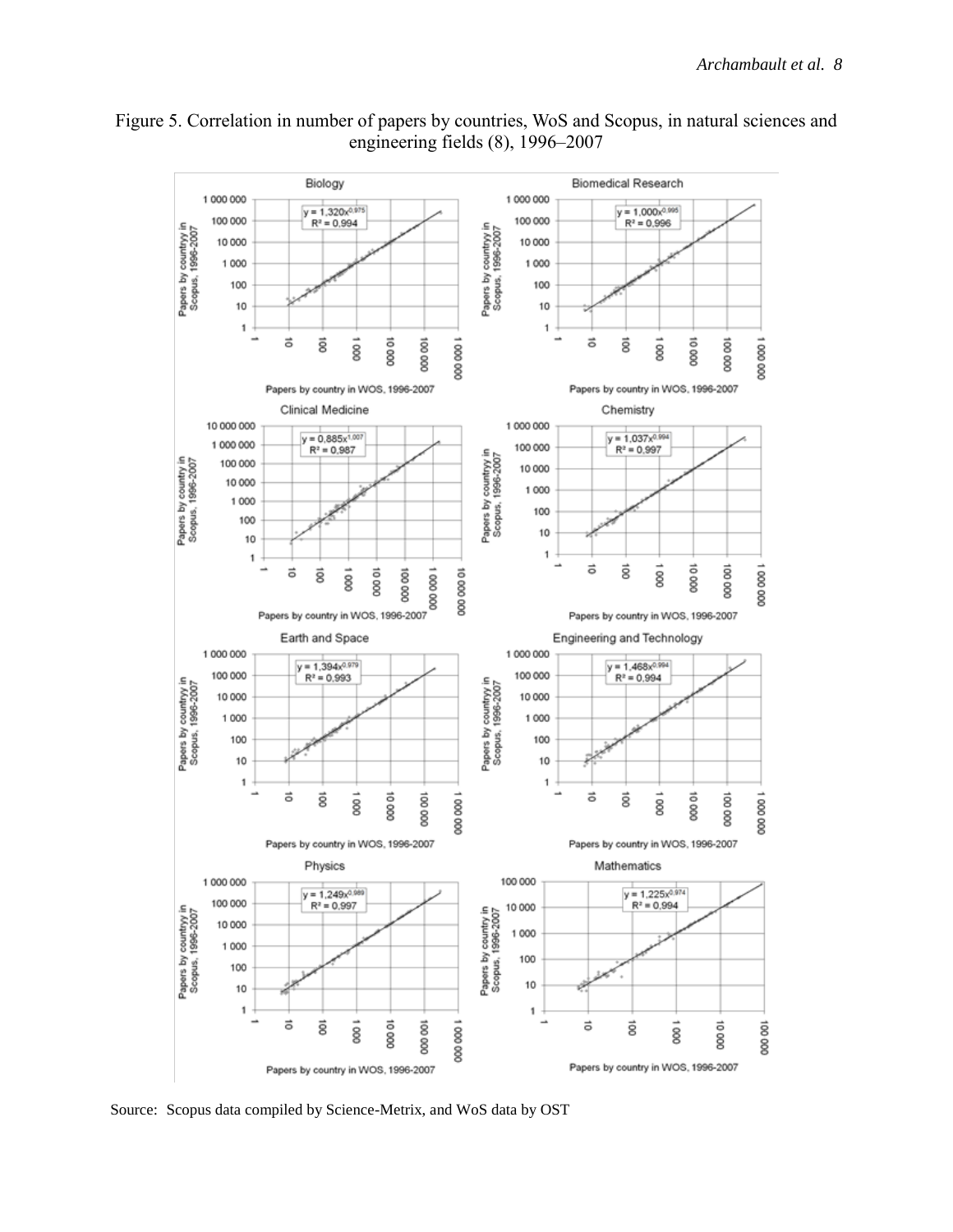Figure 5. Correlation in number of papers by countries, WoS and Scopus, in natural sciences and engineering fields (8), 1996–2007

Source: Scopus data compiled by Science-Metrix, and WoS data by OST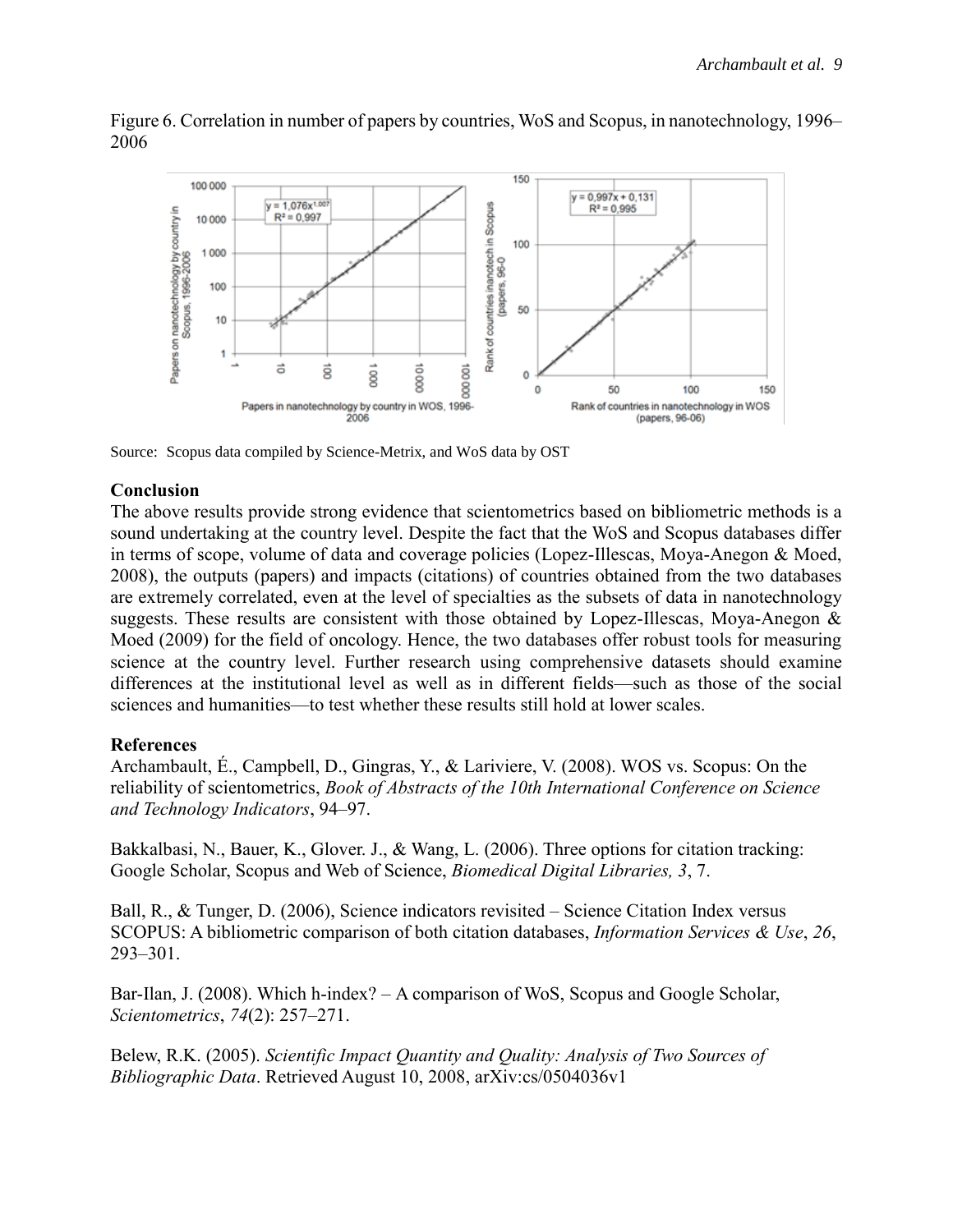Figure 6. Correlation in number of papers by countries, WoS and Scopus, in nanotechnology, 1996–2006

Source: Scopus data compiled by Science-Metrix, and WoS data by OST

## Conclusion

The above results provide strong evidence that scientometrics based on bibliometric methods is a sound undertaking at the country level. Despite the fact that the WoS and Scopus databases differ in terms of scope, volume of data and coverage policies (Lopez-Illescas, Moya-Anegon & Moed, 2008), the outputs (papers) and impacts (citations) of countries obtained from the two databases are extremely correlated, even at the level of specialties as the subsets of data in nanotechnology suggests. These results are consistent with those obtained by Lopez-Illescas, Moya-Anegon & Moed (2009) for the field of oncology. Hence, the two databases offer robust tools for measuring science at the country level. Further research using comprehensive datasets should examine differences at the institutional level as well as in different fields—such as those of the social sciences and humanities—to test whether these results still hold at lower scales.

## References

Archambault, É., Campbell, D., Gingras, Y., & Lariviere, V. (2008). WOS vs. Scopus: On the reliability of scientometrics, *Book of Abstracts of the 10th International Conference on Science and Technology Indicators*, 94–97.

Bakkalbasi, N., Bauer, K., Glover. J., & Wang, L. (2006). Three options for citation tracking: Google Scholar, Scopus and Web of Science, *Biomedical Digital Libraries, 3*, 7.

Ball, R., & Tunger, D. (2006), Science indicators revisited – Science Citation Index versus SCOPUS: A bibliometric comparison of both citation databases, *Information Services & Use*, *26*, 293–301.

Bar-Ilan, J. (2008). Which h-index? – A comparison of WoS, Scopus and Google Scholar, *Scientometrics*, *74*(2): 257–271.

Belew, R.K. (2005). *Scientific Impact Quantity and Quality: Analysis of Two Sources of Bibliographic Data*. Retrieved August 10, 2008, arXiv:cs/0504036v1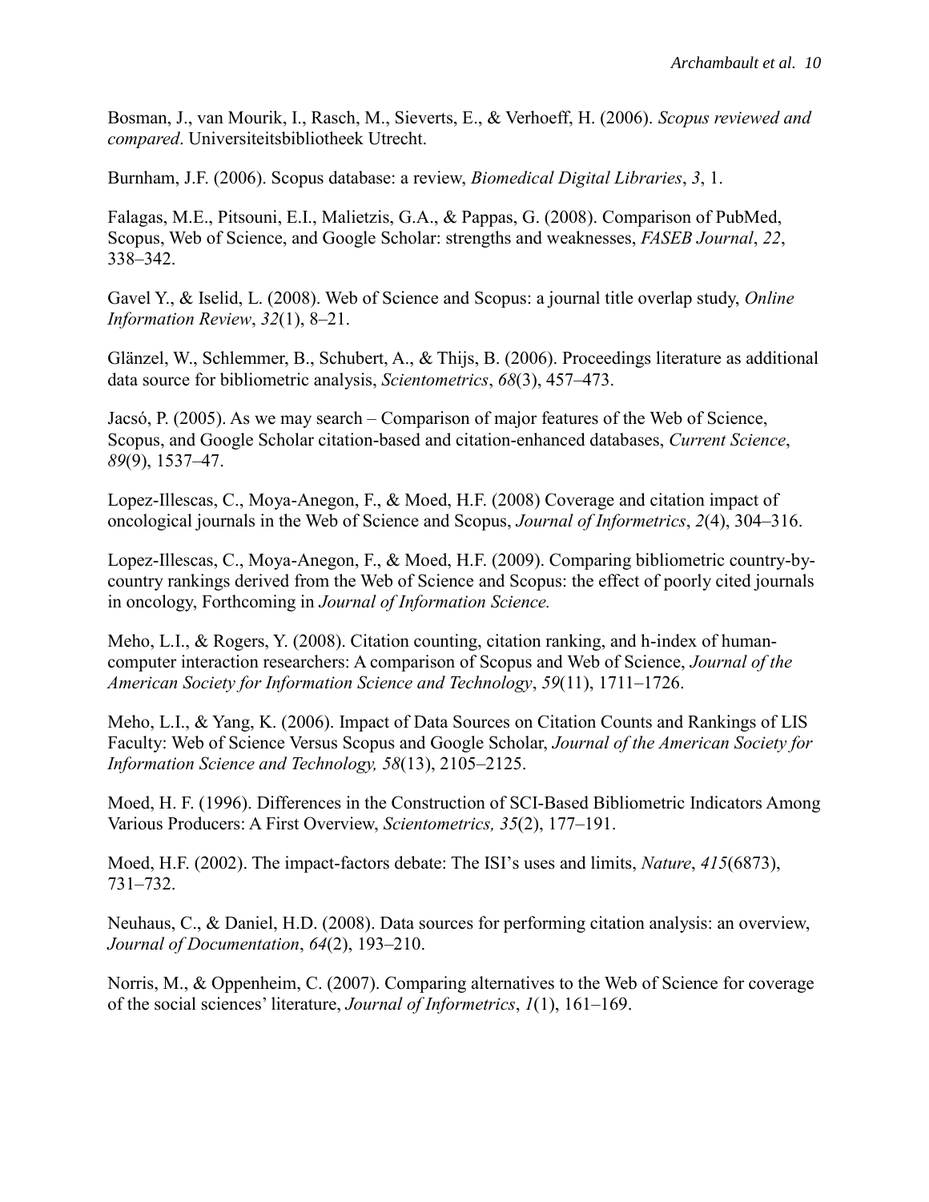Bosman, J., van Mourik, I., Rasch, M., Sieverts, E., & Verhoeff, H. (2006). *Scopus reviewed and compared*. Universiteitsbibliotheek Utrecht.

Burnham, J.F. (2006). Scopus database: a review, *Biomedical Digital Libraries*, *3*, 1.

Falagas, M.E., Pitsouni, E.I., Malietzis, G.A., & Pappas, G. (2008). Comparison of PubMed, Scopus, Web of Science, and Google Scholar: strengths and weaknesses, *FASEB Journal*, *22*, 338–342.

Gavel Y., & Iselid, L. (2008). Web of Science and Scopus: a journal title overlap study, *Online Information Review*, *32*(1), 8–21.

Glänzel, W., Schlemmer, B., Schubert, A., & Thijs, B. (2006). Proceedings literature as additional data source for bibliometric analysis, *Scientometrics*, *68*(3), 457–473.

Jacsó, P. (2005). As we may search – Comparison of major features of the Web of Science, Scopus, and Google Scholar citation-based and citation-enhanced databases, *Current Science*, *89*(9), 1537–47.

Lopez-Illescas, C., Moya-Anegon, F., & Moed, H.F. (2008) Coverage and citation impact of oncological journals in the Web of Science and Scopus, *Journal of Informetrics*, *2*(4), 304–316.

Lopez-Illescas, C., Moya-Anegon, F., & Moed, H.F. (2009). Comparing bibliometric country-by-country rankings derived from the Web of Science and Scopus: the effect of poorly cited journals in oncology, Forthcoming in *Journal of Information Science.*

Meho, L.I., & Rogers, Y. (2008). Citation counting, citation ranking, and h-index of human-computer interaction researchers: A comparison of Scopus and Web of Science, *Journal of the American Society for Information Science and Technology*, *59*(11), 1711–1726.

Meho, L.I., & Yang, K. (2006). Impact of Data Sources on Citation Counts and Rankings of LIS Faculty: Web of Science Versus Scopus and Google Scholar, *Journal of the American Society for Information Science and Technology, 58*(13), 2105–2125.

Moed, H. F. (1996). Differences in the Construction of SCI-Based Bibliometric Indicators Among Various Producers: A First Overview, *Scientometrics, 35*(2), 177–191.

Moed, H.F. (2002). The impact-factors debate: The ISI's uses and limits, *Nature*, *415*(6873), 731–732.

Neuhaus, C., & Daniel, H.D. (2008). Data sources for performing citation analysis: an overview, *Journal of Documentation*, *64*(2), 193–210.

Norris, M., & Oppenheim, C. (2007). Comparing alternatives to the Web of Science for coverage of the social sciences' literature, *Journal of Informetrics*, *1*(1), 161–169.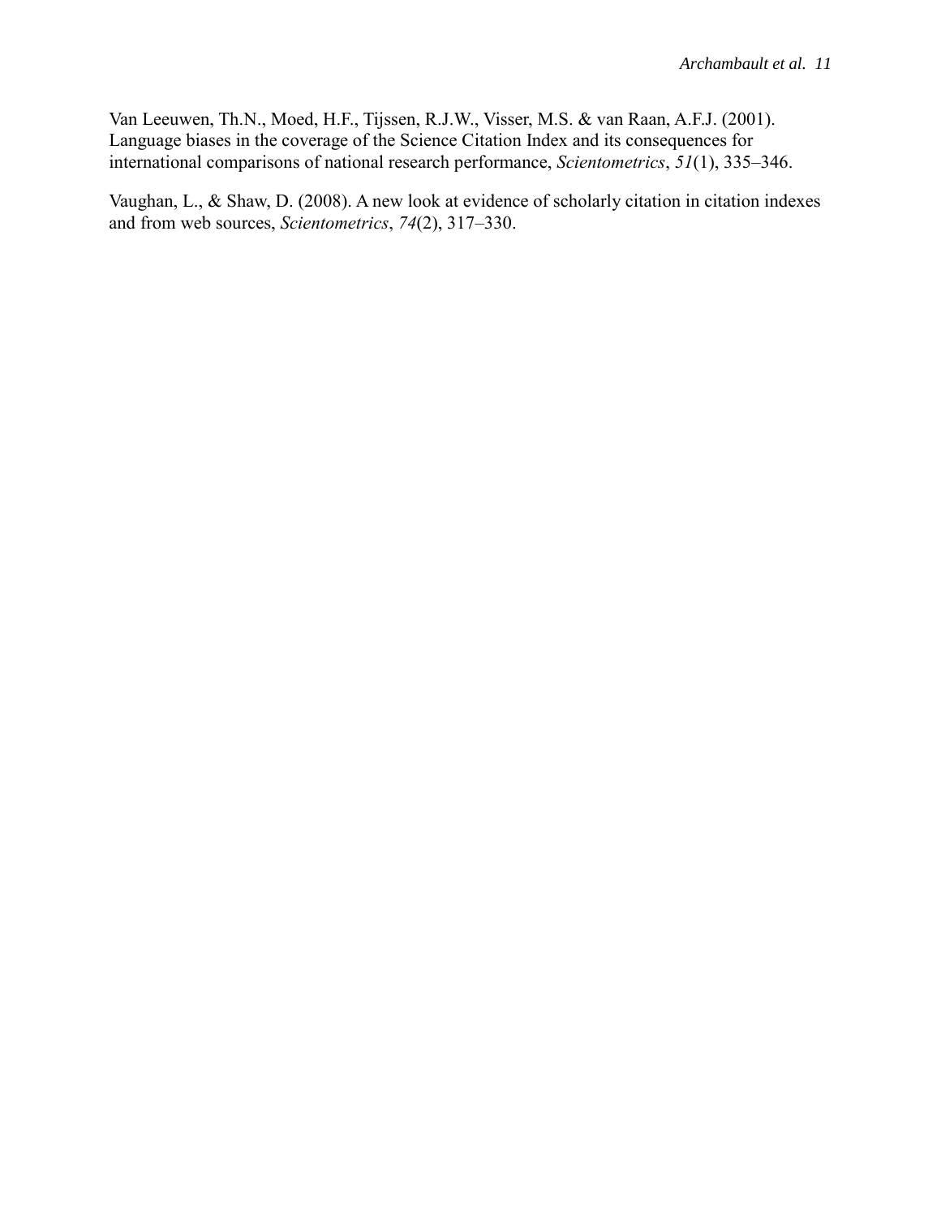Van Leeuwen, Th.N., Moed, H.F., Tijssen, R.J.W., Visser, M.S. & van Raan, A.F.J. (2001). Language biases in the coverage of the Science Citation Index and its consequences for international comparisons of national research performance, *Scientometrics*, *51*(1), 335–346.

Vaughan, L., & Shaw, D. (2008). A new look at evidence of scholarly citation in citation indexes and from web sources, *Scientometrics*, *74*(2), 317–330.